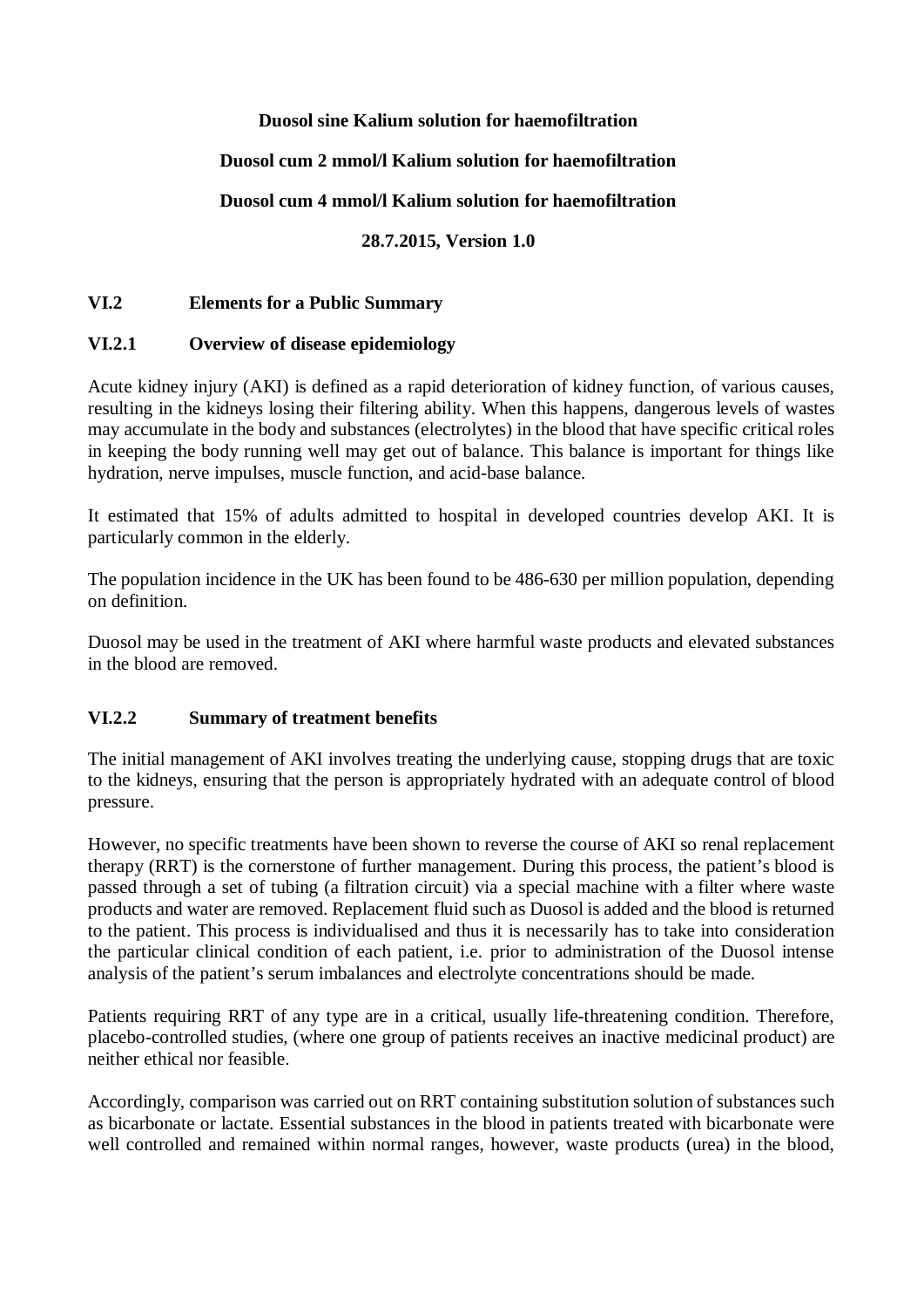**Duosol sine Kalium solution for haemofiltration**

**Duosol cum 2 mmol/l Kalium solution for haemofiltration**

**Duosol cum 4 mmol/l Kalium solution for haemofiltration**

**28.7.2015, Version 1.0**

## VI.2 Elements for a Public Summary

### VI.2.1 Overview of disease epidemiology

Acute kidney injury (AKI) is defined as a rapid deterioration of kidney function, of various causes, resulting in the kidneys losing their filtering ability. When this happens, dangerous levels of wastes may accumulate in the body and substances (electrolytes) in the blood that have specific critical roles in keeping the body running well may get out of balance. This balance is important for things like hydration, nerve impulses, muscle function, and acid-base balance.

It estimated that 15% of adults admitted to hospital in developed countries develop AKI. It is particularly common in the elderly.

The population incidence in the UK has been found to be 486-630 per million population, depending on definition.

Duosol may be used in the treatment of AKI where harmful waste products and elevated substances in the blood are removed.

### VI.2.2 Summary of treatment benefits

The initial management of AKI involves treating the underlying cause, stopping drugs that are toxic to the kidneys, ensuring that the person is appropriately hydrated with an adequate control of blood pressure.

However, no specific treatments have been shown to reverse the course of AKI so renal replacement therapy (RRT) is the cornerstone of further management. During this process, the patient's blood is passed through a set of tubing (a filtration circuit) via a special machine with a filter where waste products and water are removed. Replacement fluid such as Duosol is added and the blood is returned to the patient. This process is individualised and thus it is necessarily has to take into consideration the particular clinical condition of each patient, i.e. prior to administration of the Duosol intense analysis of the patient's serum imbalances and electrolyte concentrations should be made.

Patients requiring RRT of any type are in a critical, usually life-threatening condition. Therefore, placebo-controlled studies, (where one group of patients receives an inactive medicinal product) are neither ethical nor feasible.

Accordingly, comparison was carried out on RRT containing substitution solution of substances such as bicarbonate or lactate. Essential substances in the blood in patients treated with bicarbonate were well controlled and remained within normal ranges, however, waste products (urea) in the blood,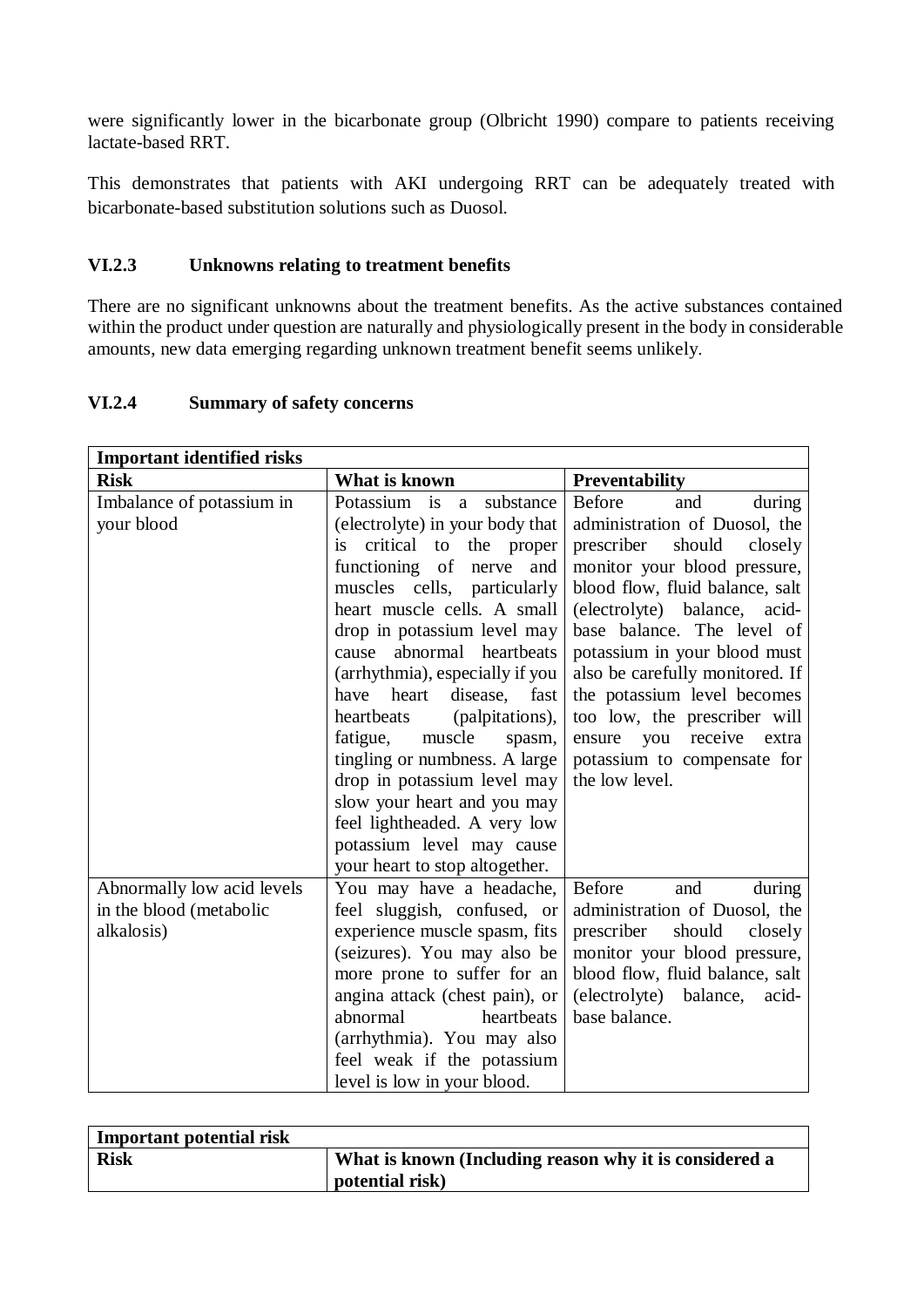were significantly lower in the bicarbonate group (Olbricht 1990) compare to patients receiving lactate-based RRT.

This demonstrates that patients with AKI undergoing RRT can be adequately treated with bicarbonate-based substitution solutions such as Duosol.

### VI.2.3 Unknowns relating to treatment benefits

There are no significant unknowns about the treatment benefits. As the active substances contained within the product under question are naturally and physiologically present in the body in considerable amounts, new data emerging regarding unknown treatment benefit seems unlikely.

### VI.2.4 Summary of safety concerns

| **Important identified risks** | | |
|---|---|---|
| **Risk** | **What is known** | **Preventability** |
| Imbalance of potassium in your blood | Potassium is a substance (electrolyte) in your body that is critical to the proper functioning of nerve and muscles cells, particularly heart muscle cells. A small drop in potassium level may cause abnormal heartbeats (arrhythmia), especially if you have heart disease, fast heartbeats (palpitations), fatigue, muscle spasm, tingling or numbness. A large drop in potassium level may slow your heart and you may feel lightheaded. A very low potassium level may cause your heart to stop altogether. | Before and during administration of Duosol, the prescriber should closely monitor your blood pressure, blood flow, fluid balance, salt (electrolyte) balance, acid-base balance. The level of potassium in your blood must also be carefully monitored. If the potassium level becomes too low, the prescriber will ensure you receive extra potassium to compensate for the low level. |
| Abnormally low acid levels in the blood (metabolic alkalosis) | You may have a headache, feel sluggish, confused, or experience muscle spasm, fits (seizures). You may also be more prone to suffer for an angina attack (chest pain), or abnormal heartbeats (arrhythmia). You may also feel weak if the potassium level is low in your blood. | Before and during administration of Duosol, the prescriber should closely monitor your blood pressure, blood flow, fluid balance, salt (electrolyte) balance, acid-base balance. |

| **Important potential risk** | |
|---|---|
| **Risk** | **What is known (Including reason why it is considered a potential risk)** |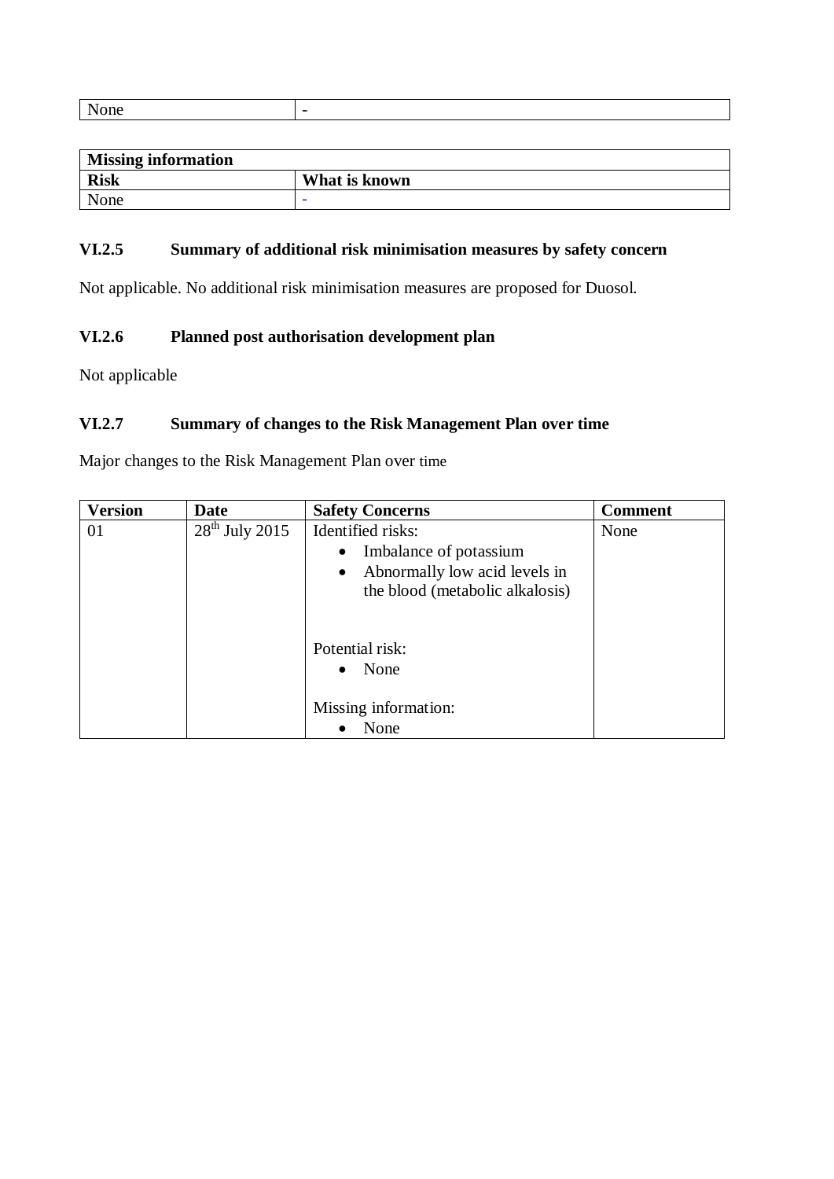| | |
|---|---|
| None | - |

| Missing information | |
|---|---|
| **Risk** | **What is known** |
| None | - |

### VI.2.5 Summary of additional risk minimisation measures by safety concern

Not applicable. No additional risk minimisation measures are proposed for Duosol.

### VI.2.6 Planned post authorisation development plan

Not applicable

### VI.2.7 Summary of changes to the Risk Management Plan over time

Major changes to the Risk Management Plan over time

| Version | Date | Safety Concerns | Comment |
|---|---|---|---|
| 01 | 28th July 2015 | Identified risks:<br>• Imbalance of potassium<br>• Abnormally low acid levels in the blood (metabolic alkalosis)<br><br>Potential risk:<br>• None<br><br>Missing information:<br>• None | None |